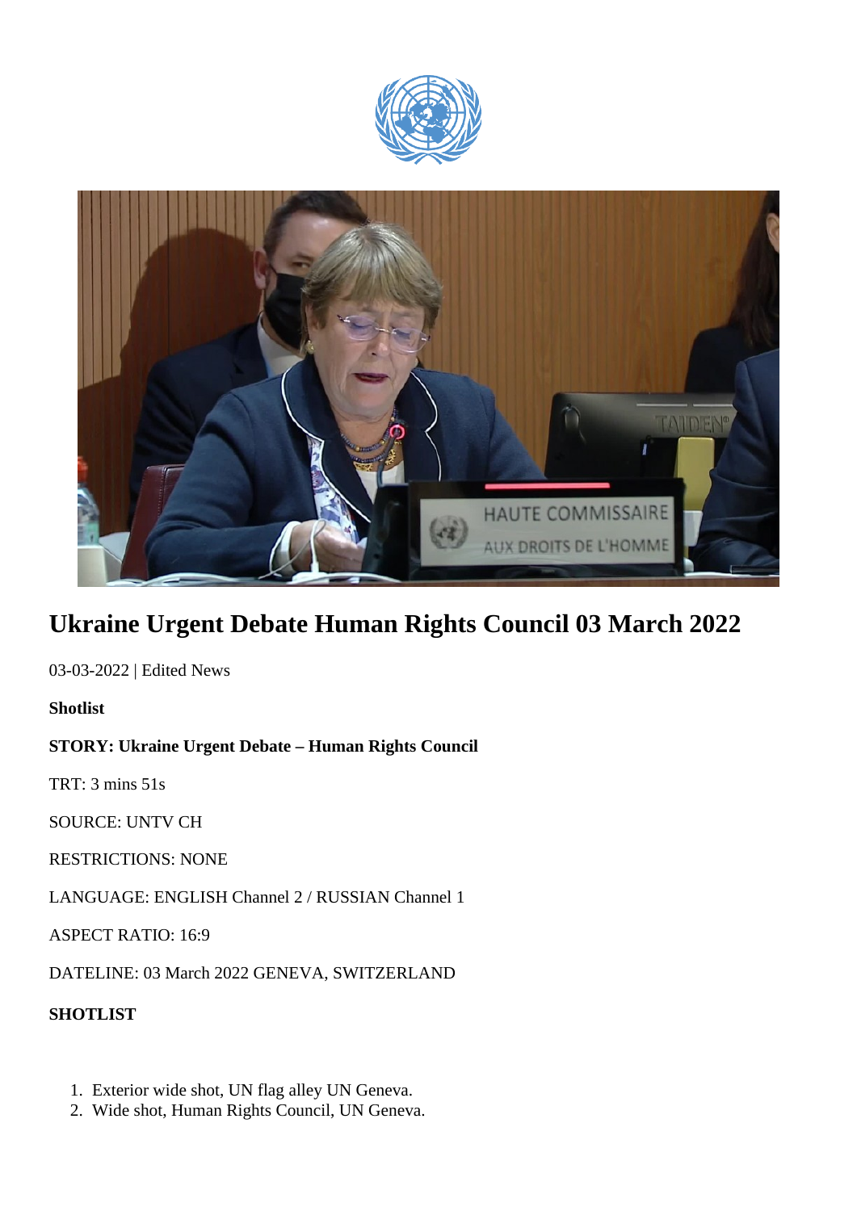# Ukraine Urgent Debate Human Rights Council 03 March 2022

03-03-2022 | Edited News

**Shotlist**

**STORY: Ukraine Urgent Debate – Human Rights Council**

TRT: 3 mins 51s

SOURCE: UNTV CH

RESTRICTIONS: NONE

LANGUAGE: ENGLISH Channel 2 / RUSSIAN Channel 1

ASPECT RATIO: 16:9

DATELINE: 03 March 2022 GENEVA, SWITZERLAND

**SHOTLIST**

1. Exterior wide shot, UN flag alley UN Geneva.
2. Wide shot, Human Rights Council, UN Geneva.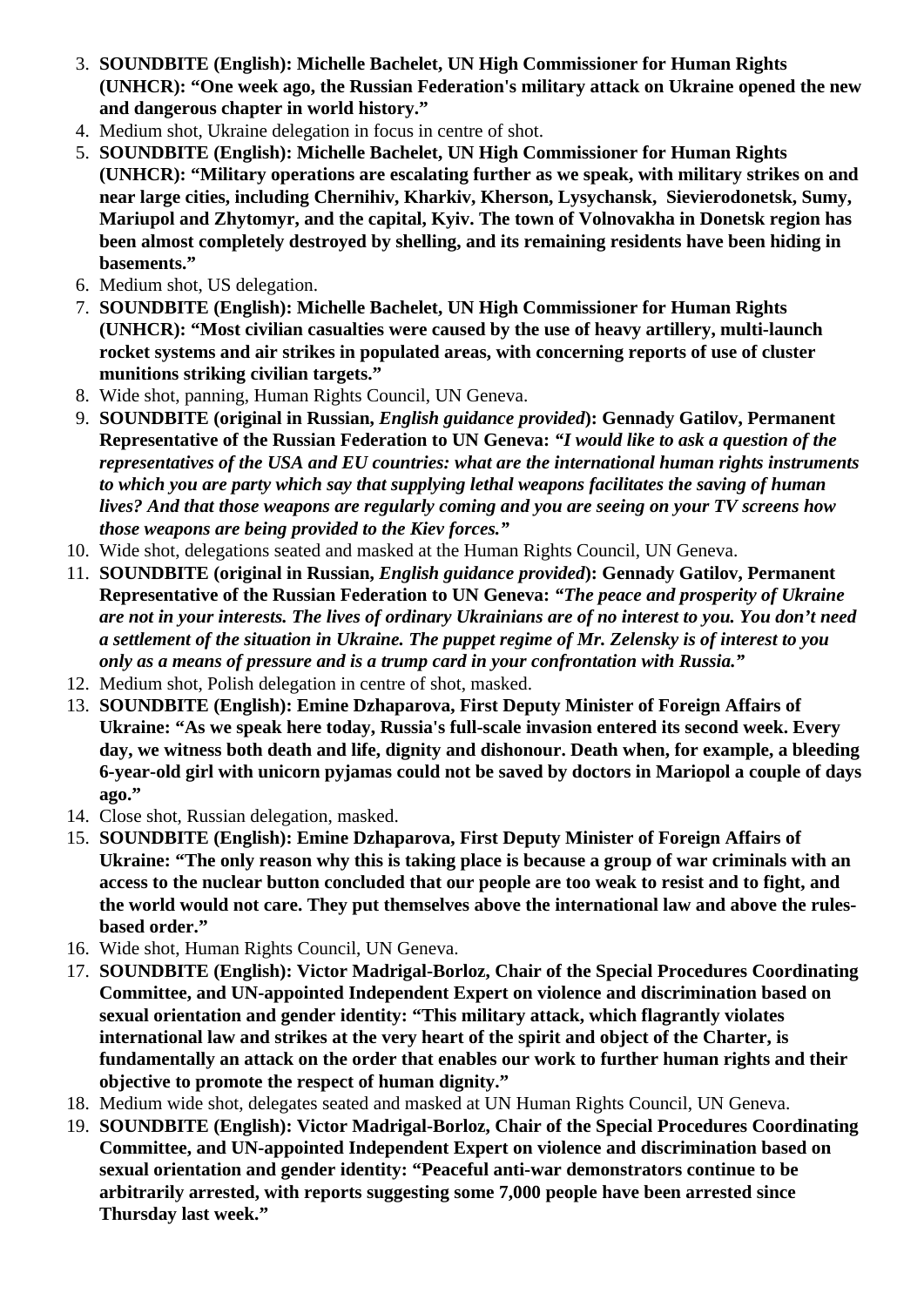3. **SOUNDBITE (English): Michelle Bachelet, UN High Commissioner for Human Rights (UNHCR): "One week ago, the Russian Federation's military attack on Ukraine opened the new and dangerous chapter in world history."**
4. Medium shot, Ukraine delegation in focus in centre of shot.
5. **SOUNDBITE (English): Michelle Bachelet, UN High Commissioner for Human Rights (UNHCR): "Military operations are escalating further as we speak, with military strikes on and near large cities, including Chernihiv, Kharkiv, Kherson, Lysychansk, Sievierodonetsk, Sumy, Mariupol and Zhytomyr, and the capital, Kyiv. The town of Volnovakha in Donetsk region has been almost completely destroyed by shelling, and its remaining residents have been hiding in basements."**
6. Medium shot, US delegation.
7. **SOUNDBITE (English): Michelle Bachelet, UN High Commissioner for Human Rights (UNHCR): "Most civilian casualties were caused by the use of heavy artillery, multi-launch rocket systems and air strikes in populated areas, with concerning reports of use of cluster munitions striking civilian targets."**
8. Wide shot, panning, Human Rights Council, UN Geneva.
9. **SOUNDBITE (original in Russian, *English guidance provided*): Gennady Gatilov, Permanent Representative of the Russian Federation to UN Geneva: *"I would like to ask a question of the representatives of the USA and EU countries: what are the international human rights instruments to which you are party which say that supplying lethal weapons facilitates the saving of human lives? And that those weapons are regularly coming and you are seeing on your TV screens how those weapons are being provided to the Kiev forces."***
10. Wide shot, delegations seated and masked at the Human Rights Council, UN Geneva.
11. **SOUNDBITE (original in Russian, *English guidance provided*): Gennady Gatilov, Permanent Representative of the Russian Federation to UN Geneva: *"The peace and prosperity of Ukraine are not in your interests. The lives of ordinary Ukrainians are of no interest to you. You don't need a settlement of the situation in Ukraine. The puppet regime of Mr. Zelensky is of interest to you only as a means of pressure and is a trump card in your confrontation with Russia."***
12. Medium shot, Polish delegation in centre of shot, masked.
13. **SOUNDBITE (English): Emine Dzhaparova, First Deputy Minister of Foreign Affairs of Ukraine: "As we speak here today, Russia's full-scale invasion entered its second week. Every day, we witness both death and life, dignity and dishonour. Death when, for example, a bleeding 6-year-old girl with unicorn pyjamas could not be saved by doctors in Mariopol a couple of days ago."**
14. Close shot, Russian delegation, masked.
15. **SOUNDBITE (English): Emine Dzhaparova, First Deputy Minister of Foreign Affairs of Ukraine: "The only reason why this is taking place is because a group of war criminals with an access to the nuclear button concluded that our people are too weak to resist and to fight, and the world would not care. They put themselves above the international law and above the rules-based order."**
16. Wide shot, Human Rights Council, UN Geneva.
17. **SOUNDBITE (English): Victor Madrigal-Borloz, Chair of the Special Procedures Coordinating Committee, and UN-appointed Independent Expert on violence and discrimination based on sexual orientation and gender identity: "This military attack, which flagrantly violates international law and strikes at the very heart of the spirit and object of the Charter, is fundamentally an attack on the order that enables our work to further human rights and their objective to promote the respect of human dignity."**
18. Medium wide shot, delegates seated and masked at UN Human Rights Council, UN Geneva.
19. **SOUNDBITE (English): Victor Madrigal-Borloz, Chair of the Special Procedures Coordinating Committee, and UN-appointed Independent Expert on violence and discrimination based on sexual orientation and gender identity: "Peaceful anti-war demonstrators continue to be arbitrarily arrested, with reports suggesting some 7,000 people have been arrested since Thursday last week."**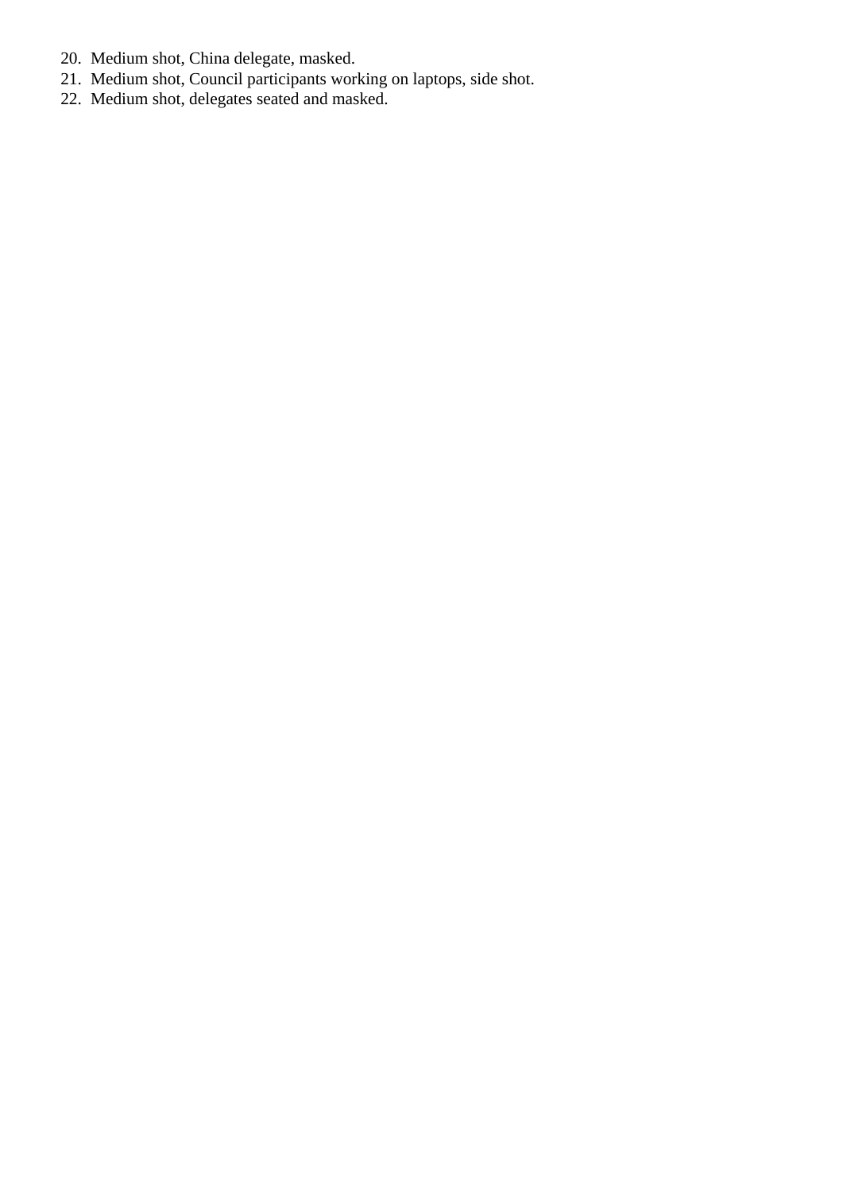20. Medium shot, China delegate, masked.
21. Medium shot, Council participants working on laptops, side shot.
22. Medium shot, delegates seated and masked.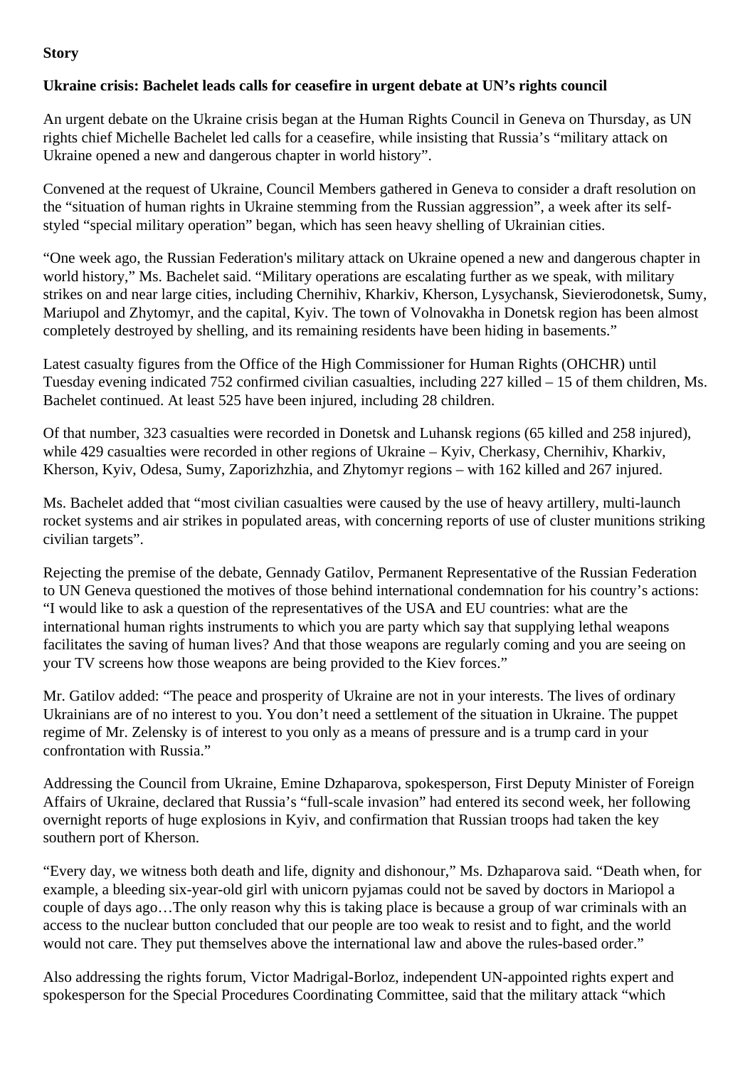**Story**

**Ukraine crisis: Bachelet leads calls for ceasefire in urgent debate at UN's rights council**

An urgent debate on the Ukraine crisis began at the Human Rights Council in Geneva on Thursday, as UN rights chief Michelle Bachelet led calls for a ceasefire, while insisting that Russia's "military attack on Ukraine opened a new and dangerous chapter in world history".

Convened at the request of Ukraine, Council Members gathered in Geneva to consider a draft resolution on the "situation of human rights in Ukraine stemming from the Russian aggression", a week after its self-styled "special military operation" began, which has seen heavy shelling of Ukrainian cities.

"One week ago, the Russian Federation's military attack on Ukraine opened a new and dangerous chapter in world history," Ms. Bachelet said. "Military operations are escalating further as we speak, with military strikes on and near large cities, including Chernihiv, Kharkiv, Kherson, Lysychansk, Sievierodonetsk, Sumy, Mariupol and Zhytomyr, and the capital, Kyiv. The town of Volnovakha in Donetsk region has been almost completely destroyed by shelling, and its remaining residents have been hiding in basements."

Latest casualty figures from the Office of the High Commissioner for Human Rights (OHCHR) until Tuesday evening indicated 752 confirmed civilian casualties, including 227 killed – 15 of them children, Ms. Bachelet continued. At least 525 have been injured, including 28 children.

Of that number, 323 casualties were recorded in Donetsk and Luhansk regions (65 killed and 258 injured), while 429 casualties were recorded in other regions of Ukraine – Kyiv, Cherkasy, Chernihiv, Kharkiv, Kherson, Kyiv, Odesa, Sumy, Zaporizhzhia, and Zhytomyr regions – with 162 killed and 267 injured.

Ms. Bachelet added that "most civilian casualties were caused by the use of heavy artillery, multi-launch rocket systems and air strikes in populated areas, with concerning reports of use of cluster munitions striking civilian targets".

Rejecting the premise of the debate, Gennady Gatilov, Permanent Representative of the Russian Federation to UN Geneva questioned the motives of those behind international condemnation for his country's actions: "I would like to ask a question of the representatives of the USA and EU countries: what are the international human rights instruments to which you are party which say that supplying lethal weapons facilitates the saving of human lives? And that those weapons are regularly coming and you are seeing on your TV screens how those weapons are being provided to the Kiev forces."

Mr. Gatilov added: "The peace and prosperity of Ukraine are not in your interests. The lives of ordinary Ukrainians are of no interest to you. You don't need a settlement of the situation in Ukraine. The puppet regime of Mr. Zelensky is of interest to you only as a means of pressure and is a trump card in your confrontation with Russia."

Addressing the Council from Ukraine, Emine Dzhaparova, spokesperson, First Deputy Minister of Foreign Affairs of Ukraine, declared that Russia's "full-scale invasion" had entered its second week, her following overnight reports of huge explosions in Kyiv, and confirmation that Russian troops had taken the key southern port of Kherson.

"Every day, we witness both death and life, dignity and dishonour," Ms. Dzhaparova said. "Death when, for example, a bleeding six-year-old girl with unicorn pyjamas could not be saved by doctors in Mariopol a couple of days ago…The only reason why this is taking place is because a group of war criminals with an access to the nuclear button concluded that our people are too weak to resist and to fight, and the world would not care. They put themselves above the international law and above the rules-based order."

Also addressing the rights forum, Victor Madrigal-Borloz, independent UN-appointed rights expert and spokesperson for the Special Procedures Coordinating Committee, said that the military attack "which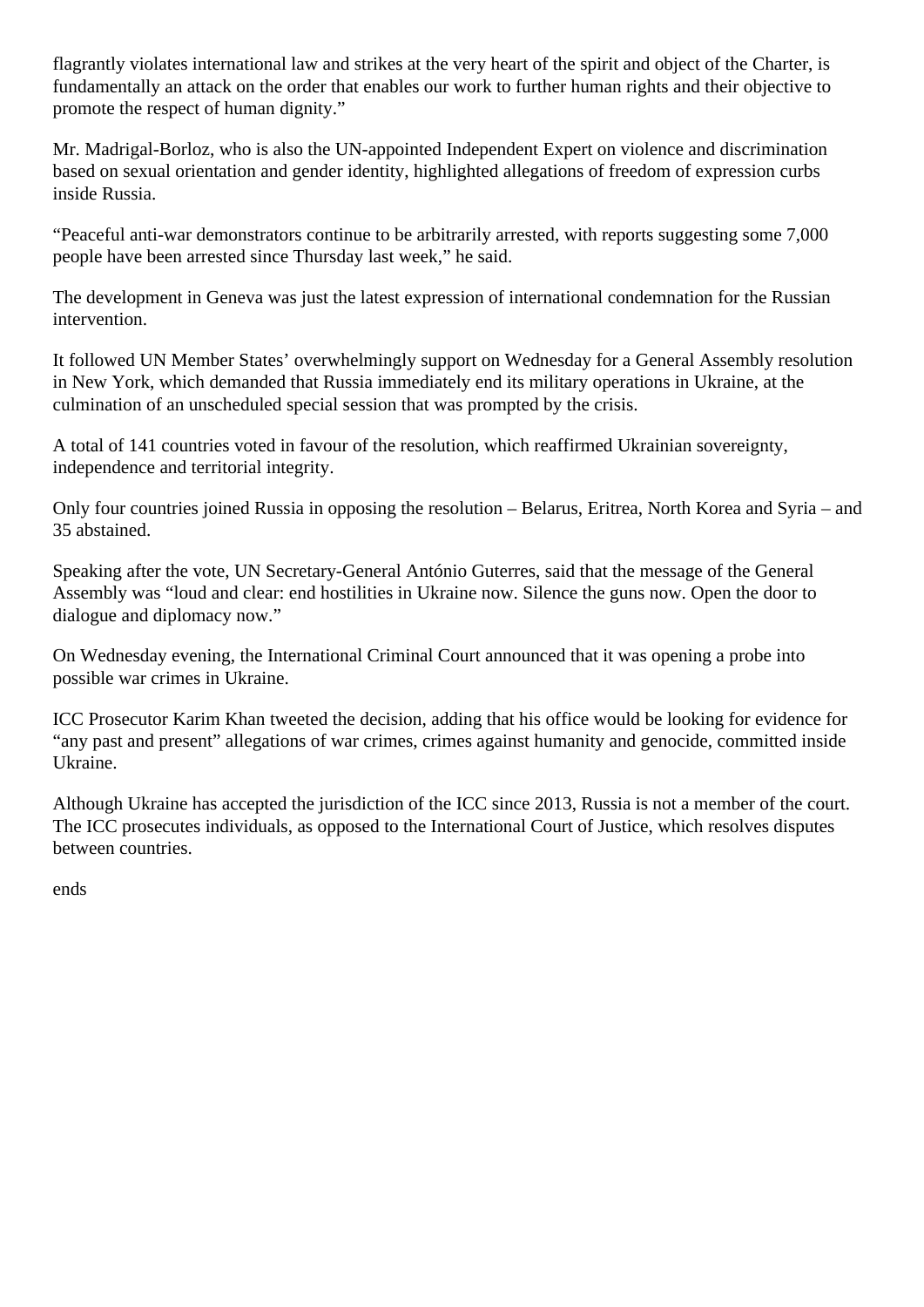flagrantly violates international law and strikes at the very heart of the spirit and object of the Charter, is fundamentally an attack on the order that enables our work to further human rights and their objective to promote the respect of human dignity."

Mr. Madrigal-Borloz, who is also the UN-appointed Independent Expert on violence and discrimination based on sexual orientation and gender identity, highlighted allegations of freedom of expression curbs inside Russia.

"Peaceful anti-war demonstrators continue to be arbitrarily arrested, with reports suggesting some 7,000 people have been arrested since Thursday last week," he said.

The development in Geneva was just the latest expression of international condemnation for the Russian intervention.

It followed UN Member States' overwhelmingly support on Wednesday for a General Assembly resolution in New York, which demanded that Russia immediately end its military operations in Ukraine, at the culmination of an unscheduled special session that was prompted by the crisis.

A total of 141 countries voted in favour of the resolution, which reaffirmed Ukrainian sovereignty, independence and territorial integrity.

Only four countries joined Russia in opposing the resolution – Belarus, Eritrea, North Korea and Syria – and 35 abstained.

Speaking after the vote, UN Secretary-General António Guterres, said that the message of the General Assembly was "loud and clear: end hostilities in Ukraine now. Silence the guns now. Open the door to dialogue and diplomacy now."

On Wednesday evening, the International Criminal Court announced that it was opening a probe into possible war crimes in Ukraine.

ICC Prosecutor Karim Khan tweeted the decision, adding that his office would be looking for evidence for "any past and present" allegations of war crimes, crimes against humanity and genocide, committed inside Ukraine.

Although Ukraine has accepted the jurisdiction of the ICC since 2013, Russia is not a member of the court. The ICC prosecutes individuals, as opposed to the International Court of Justice, which resolves disputes between countries.

ends